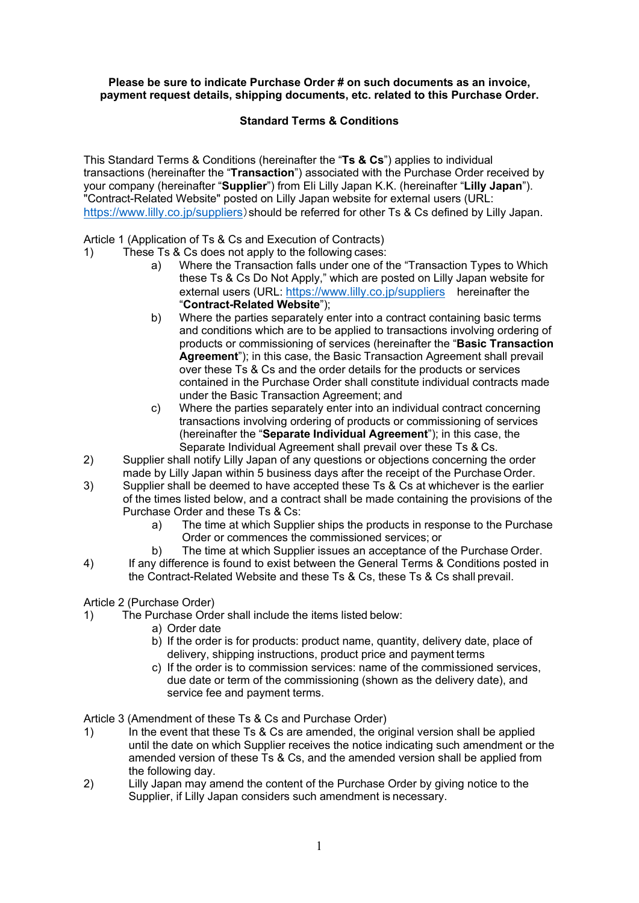**Please be sure to indicate Purchase Order # on such documents as an invoice, payment request details, shipping documents, etc. related to this Purchase Order.**

## Standard Terms & Conditions

This Standard Terms & Conditions (hereinafter the "**Ts & Cs**") applies to individual transactions (hereinafter the "**Transaction**") associated with the Purchase Order received by your company (hereinafter "**Supplier**") from Eli Lilly Japan K.K. (hereinafter "**Lilly Japan**"). "Contract-Related Website" posted on Lilly Japan website for external users (URL: https://www.lilly.co.jp/suppliers) should be referred for other Ts & Cs defined by Lilly Japan.

Article 1 (Application of Ts & Cs and Execution of Contracts)

1) These Ts & Cs does not apply to the following cases:
   a) Where the Transaction falls under one of the "Transaction Types to Which these Ts & Cs Do Not Apply," which are posted on Lilly Japan website for external users (URL: https://www.lilly.co.jp/suppliers hereinafter the "**Contract-Related Website**");
   b) Where the parties separately enter into a contract containing basic terms and conditions which are to be applied to transactions involving ordering of products or commissioning of services (hereinafter the "**Basic Transaction Agreement**"); in this case, the Basic Transaction Agreement shall prevail over these Ts & Cs and the order details for the products or services contained in the Purchase Order shall constitute individual contracts made under the Basic Transaction Agreement; and
   c) Where the parties separately enter into an individual contract concerning transactions involving ordering of products or commissioning of services (hereinafter the "**Separate Individual Agreement**"); in this case, the Separate Individual Agreement shall prevail over these Ts & Cs.
2) Supplier shall notify Lilly Japan of any questions or objections concerning the order made by Lilly Japan within 5 business days after the receipt of the Purchase Order.
3) Supplier shall be deemed to have accepted these Ts & Cs at whichever is the earlier of the times listed below, and a contract shall be made containing the provisions of the Purchase Order and these Ts & Cs:
   a) The time at which Supplier ships the products in response to the Purchase Order or commences the commissioned services; or
   b) The time at which Supplier issues an acceptance of the Purchase Order.
4) If any difference is found to exist between the General Terms & Conditions posted in the Contract-Related Website and these Ts & Cs, these Ts & Cs shall prevail.

Article 2 (Purchase Order)

1) The Purchase Order shall include the items listed below:
   a) Order date
   b) If the order is for products: product name, quantity, delivery date, place of delivery, shipping instructions, product price and payment terms
   c) If the order is to commission services: name of the commissioned services, due date or term of the commissioning (shown as the delivery date), and service fee and payment terms.

Article 3 (Amendment of these Ts & Cs and Purchase Order)

1) In the event that these Ts & Cs are amended, the original version shall be applied until the date on which Supplier receives the notice indicating such amendment or the amended version of these Ts & Cs, and the amended version shall be applied from the following day.
2) Lilly Japan may amend the content of the Purchase Order by giving notice to the Supplier, if Lilly Japan considers such amendment is necessary.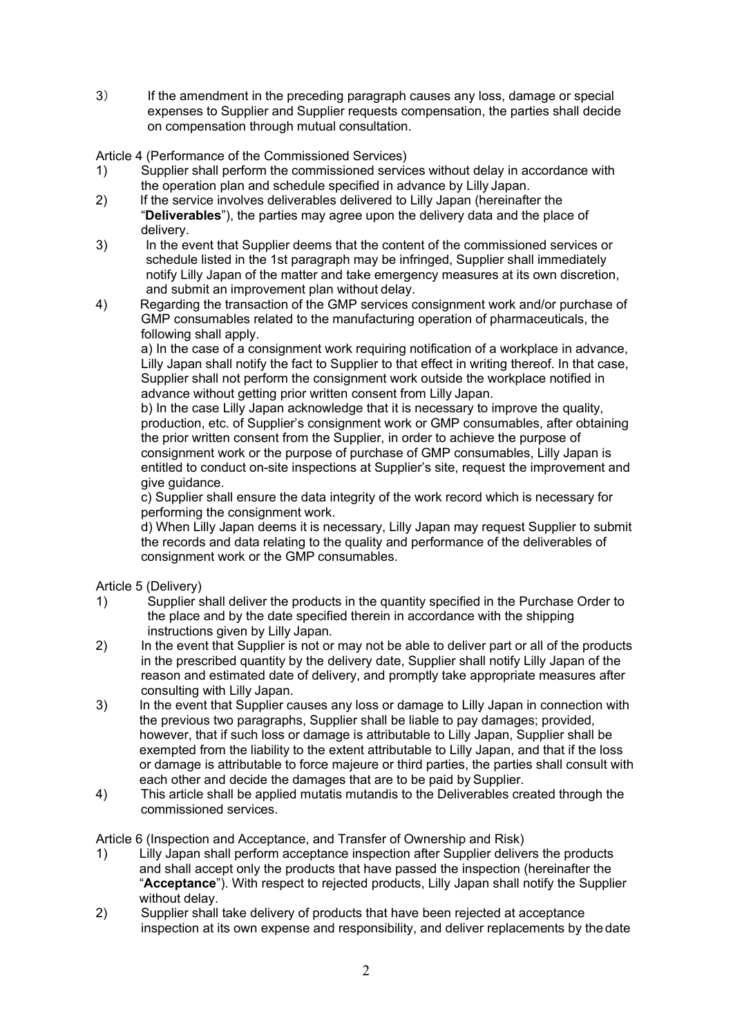3) If the amendment in the preceding paragraph causes any loss, damage or special expenses to Supplier and Supplier requests compensation, the parties shall decide on compensation through mutual consultation.

Article 4 (Performance of the Commissioned Services)

1) Supplier shall perform the commissioned services without delay in accordance with the operation plan and schedule specified in advance by Lilly Japan.
2) If the service involves deliverables delivered to Lilly Japan (hereinafter the "**Deliverables**"), the parties may agree upon the delivery data and the place of delivery.
3) In the event that Supplier deems that the content of the commissioned services or schedule listed in the 1st paragraph may be infringed, Supplier shall immediately notify Lilly Japan of the matter and take emergency measures at its own discretion, and submit an improvement plan without delay.
4) Regarding the transaction of the GMP services consignment work and/or purchase of GMP consumables related to the manufacturing operation of pharmaceuticals, the following shall apply.

   a) In the case of a consignment work requiring notification of a workplace in advance, Lilly Japan shall notify the fact to Supplier to that effect in writing thereof. In that case, Supplier shall not perform the consignment work outside the workplace notified in advance without getting prior written consent from Lilly Japan.

   b) In the case Lilly Japan acknowledge that it is necessary to improve the quality, production, etc. of Supplier's consignment work or GMP consumables, after obtaining the prior written consent from the Supplier, in order to achieve the purpose of consignment work or the purpose of purchase of GMP consumables, Lilly Japan is entitled to conduct on-site inspections at Supplier's site, request the improvement and give guidance.

   c) Supplier shall ensure the data integrity of the work record which is necessary for performing the consignment work.

   d) When Lilly Japan deems it is necessary, Lilly Japan may request Supplier to submit the records and data relating to the quality and performance of the deliverables of consignment work or the GMP consumables.

Article 5 (Delivery)

1) Supplier shall deliver the products in the quantity specified in the Purchase Order to the place and by the date specified therein in accordance with the shipping instructions given by Lilly Japan.
2) In the event that Supplier is not or may not be able to deliver part or all of the products in the prescribed quantity by the delivery date, Supplier shall notify Lilly Japan of the reason and estimated date of delivery, and promptly take appropriate measures after consulting with Lilly Japan.
3) In the event that Supplier causes any loss or damage to Lilly Japan in connection with the previous two paragraphs, Supplier shall be liable to pay damages; provided, however, that if such loss or damage is attributable to Lilly Japan, Supplier shall be exempted from the liability to the extent attributable to Lilly Japan, and that if the loss or damage is attributable to force majeure or third parties, the parties shall consult with each other and decide the damages that are to be paid by Supplier.
4) This article shall be applied mutatis mutandis to the Deliverables created through the commissioned services.

Article 6 (Inspection and Acceptance, and Transfer of Ownership and Risk)

1) Lilly Japan shall perform acceptance inspection after Supplier delivers the products and shall accept only the products that have passed the inspection (hereinafter the "**Acceptance**"). With respect to rejected products, Lilly Japan shall notify the Supplier without delay.
2) Supplier shall take delivery of products that have been rejected at acceptance inspection at its own expense and responsibility, and deliver replacements by the date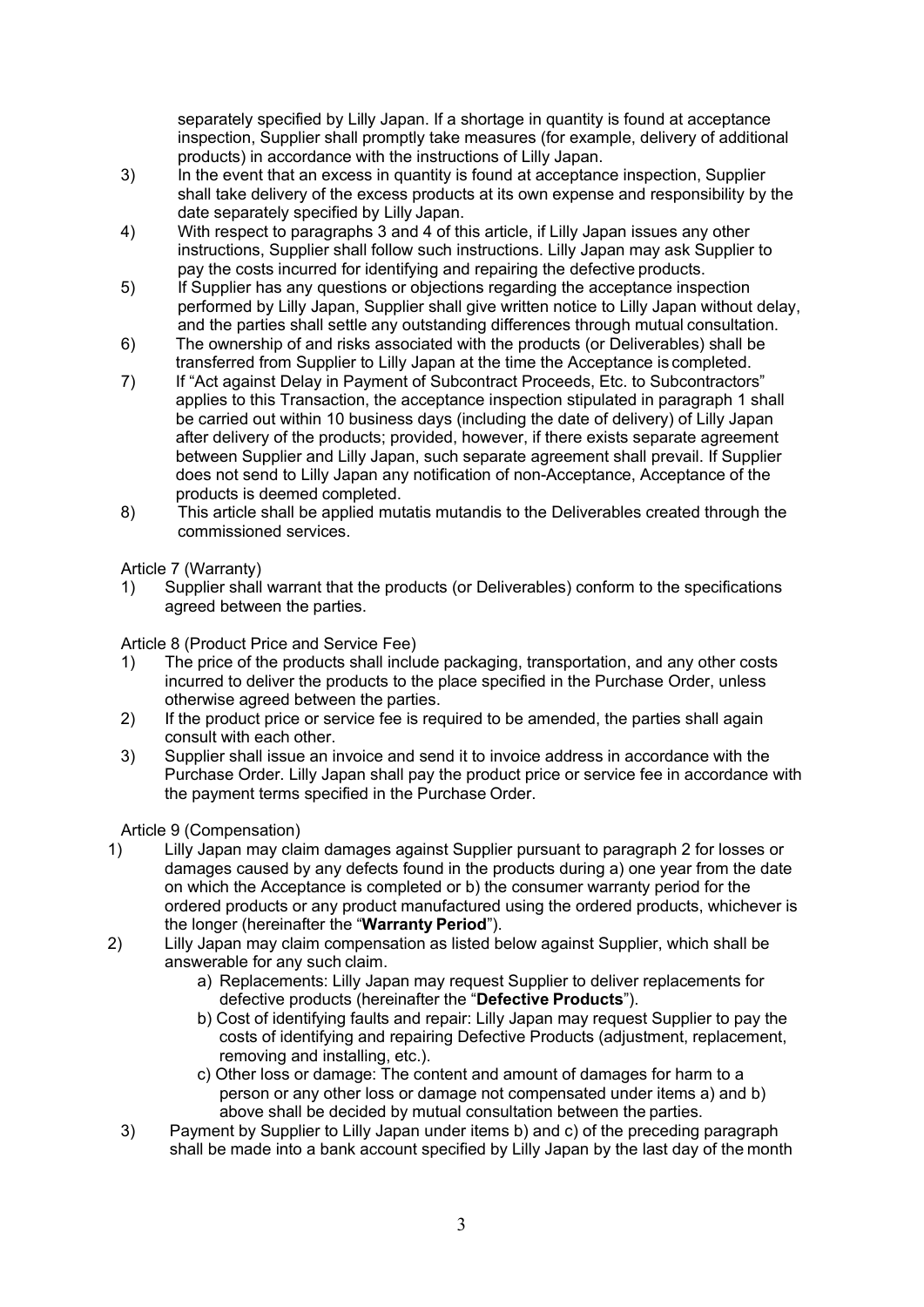separately specified by Lilly Japan. If a shortage in quantity is found at acceptance inspection, Supplier shall promptly take measures (for example, delivery of additional products) in accordance with the instructions of Lilly Japan.

3) In the event that an excess in quantity is found at acceptance inspection, Supplier shall take delivery of the excess products at its own expense and responsibility by the date separately specified by Lilly Japan.
4) With respect to paragraphs 3 and 4 of this article, if Lilly Japan issues any other instructions, Supplier shall follow such instructions. Lilly Japan may ask Supplier to pay the costs incurred for identifying and repairing the defective products.
5) If Supplier has any questions or objections regarding the acceptance inspection performed by Lilly Japan, Supplier shall give written notice to Lilly Japan without delay, and the parties shall settle any outstanding differences through mutual consultation.
6) The ownership of and risks associated with the products (or Deliverables) shall be transferred from Supplier to Lilly Japan at the time the Acceptance is completed.
7) If "Act against Delay in Payment of Subcontract Proceeds, Etc. to Subcontractors" applies to this Transaction, the acceptance inspection stipulated in paragraph 1 shall be carried out within 10 business days (including the date of delivery) of Lilly Japan after delivery of the products; provided, however, if there exists separate agreement between Supplier and Lilly Japan, such separate agreement shall prevail. If Supplier does not send to Lilly Japan any notification of non-Acceptance, Acceptance of the products is deemed completed.
8) This article shall be applied mutatis mutandis to the Deliverables created through the commissioned services.

Article 7 (Warranty)

1) Supplier shall warrant that the products (or Deliverables) conform to the specifications agreed between the parties.

Article 8 (Product Price and Service Fee)

1) The price of the products shall include packaging, transportation, and any other costs incurred to deliver the products to the place specified in the Purchase Order, unless otherwise agreed between the parties.
2) If the product price or service fee is required to be amended, the parties shall again consult with each other.
3) Supplier shall issue an invoice and send it to invoice address in accordance with the Purchase Order. Lilly Japan shall pay the product price or service fee in accordance with the payment terms specified in the Purchase Order.

Article 9 (Compensation)

1) Lilly Japan may claim damages against Supplier pursuant to paragraph 2 for losses or damages caused by any defects found in the products during a) one year from the date on which the Acceptance is completed or b) the consumer warranty period for the ordered products or any product manufactured using the ordered products, whichever is the longer (hereinafter the "**Warranty Period**").
2) Lilly Japan may claim compensation as listed below against Supplier, which shall be answerable for any such claim.
   a) Replacements: Lilly Japan may request Supplier to deliver replacements for defective products (hereinafter the "**Defective Products**").
   b) Cost of identifying faults and repair: Lilly Japan may request Supplier to pay the costs of identifying and repairing Defective Products (adjustment, replacement, removing and installing, etc.).
   c) Other loss or damage: The content and amount of damages for harm to a person or any other loss or damage not compensated under items a) and b) above shall be decided by mutual consultation between the parties.
3) Payment by Supplier to Lilly Japan under items b) and c) of the preceding paragraph shall be made into a bank account specified by Lilly Japan by the last day of the month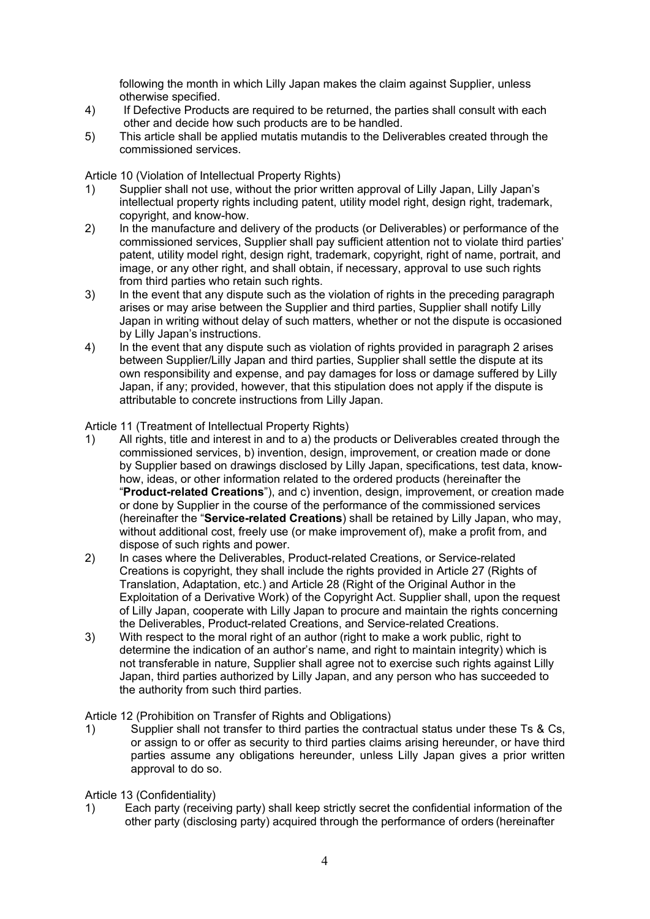following the month in which Lilly Japan makes the claim against Supplier, unless otherwise specified.

4) If Defective Products are required to be returned, the parties shall consult with each other and decide how such products are to be handled.

5) This article shall be applied mutatis mutandis to the Deliverables created through the commissioned services.

Article 10 (Violation of Intellectual Property Rights)

1) Supplier shall not use, without the prior written approval of Lilly Japan, Lilly Japan's intellectual property rights including patent, utility model right, design right, trademark, copyright, and know-how.

2) In the manufacture and delivery of the products (or Deliverables) or performance of the commissioned services, Supplier shall pay sufficient attention not to violate third parties' patent, utility model right, design right, trademark, copyright, right of name, portrait, and image, or any other right, and shall obtain, if necessary, approval to use such rights from third parties who retain such rights.

3) In the event that any dispute such as the violation of rights in the preceding paragraph arises or may arise between the Supplier and third parties, Supplier shall notify Lilly Japan in writing without delay of such matters, whether or not the dispute is occasioned by Lilly Japan's instructions.

4) In the event that any dispute such as violation of rights provided in paragraph 2 arises between Supplier/Lilly Japan and third parties, Supplier shall settle the dispute at its own responsibility and expense, and pay damages for loss or damage suffered by Lilly Japan, if any; provided, however, that this stipulation does not apply if the dispute is attributable to concrete instructions from Lilly Japan.

Article 11 (Treatment of Intellectual Property Rights)

1) All rights, title and interest in and to a) the products or Deliverables created through the commissioned services, b) invention, design, improvement, or creation made or done by Supplier based on drawings disclosed by Lilly Japan, specifications, test data, know-how, ideas, or other information related to the ordered products (hereinafter the "**Product-related Creations**"), and c) invention, design, improvement, or creation made or done by Supplier in the course of the performance of the commissioned services (hereinafter the "**Service-related Creations**) shall be retained by Lilly Japan, who may, without additional cost, freely use (or make improvement of), make a profit from, and dispose of such rights and power.

2) In cases where the Deliverables, Product-related Creations, or Service-related Creations is copyright, they shall include the rights provided in Article 27 (Rights of Translation, Adaptation, etc.) and Article 28 (Right of the Original Author in the Exploitation of a Derivative Work) of the Copyright Act. Supplier shall, upon the request of Lilly Japan, cooperate with Lilly Japan to procure and maintain the rights concerning the Deliverables, Product-related Creations, and Service-related Creations.

3) With respect to the moral right of an author (right to make a work public, right to determine the indication of an author's name, and right to maintain integrity) which is not transferable in nature, Supplier shall agree not to exercise such rights against Lilly Japan, third parties authorized by Lilly Japan, and any person who has succeeded to the authority from such third parties.

Article 12 (Prohibition on Transfer of Rights and Obligations)

1) Supplier shall not transfer to third parties the contractual status under these Ts & Cs, or assign to or offer as security to third parties claims arising hereunder, or have third parties assume any obligations hereunder, unless Lilly Japan gives a prior written approval to do so.

Article 13 (Confidentiality)

1) Each party (receiving party) shall keep strictly secret the confidential information of the other party (disclosing party) acquired through the performance of orders (hereinafter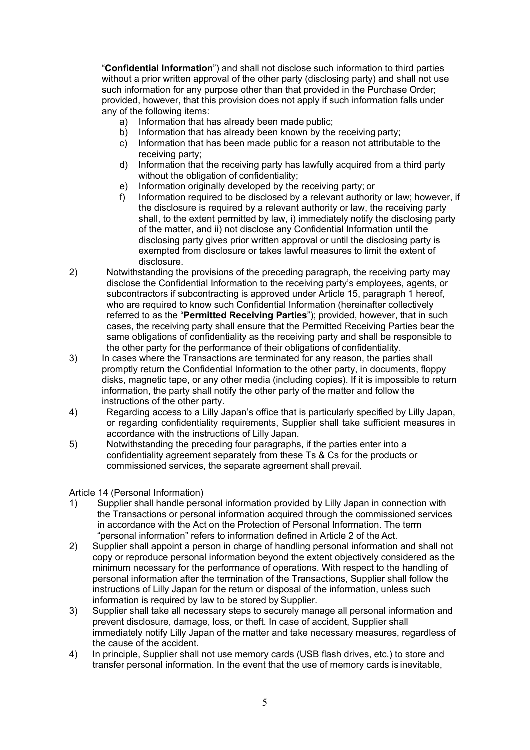"**Confidential Information**") and shall not disclose such information to third parties without a prior written approval of the other party (disclosing party) and shall not use such information for any purpose other than that provided in the Purchase Order; provided, however, that this provision does not apply if such information falls under any of the following items:

   a) Information that has already been made public;
   b) Information that has already been known by the receiving party;
   c) Information that has been made public for a reason not attributable to the receiving party;
   d) Information that the receiving party has lawfully acquired from a third party without the obligation of confidentiality;
   e) Information originally developed by the receiving party; or
   f) Information required to be disclosed by a relevant authority or law; however, if the disclosure is required by a relevant authority or law, the receiving party shall, to the extent permitted by law, i) immediately notify the disclosing party of the matter, and ii) not disclose any Confidential Information until the disclosing party gives prior written approval or until the disclosing party is exempted from disclosure or takes lawful measures to limit the extent of disclosure.

2) Notwithstanding the provisions of the preceding paragraph, the receiving party may disclose the Confidential Information to the receiving party's employees, agents, or subcontractors if subcontracting is approved under Article 15, paragraph 1 hereof, who are required to know such Confidential Information (hereinafter collectively referred to as the "**Permitted Receiving Parties**"); provided, however, that in such cases, the receiving party shall ensure that the Permitted Receiving Parties bear the same obligations of confidentiality as the receiving party and shall be responsible to the other party for the performance of their obligations of confidentiality.

3) In cases where the Transactions are terminated for any reason, the parties shall promptly return the Confidential Information to the other party, in documents, floppy disks, magnetic tape, or any other media (including copies). If it is impossible to return information, the party shall notify the other party of the matter and follow the instructions of the other party.

4) Regarding access to a Lilly Japan's office that is particularly specified by Lilly Japan, or regarding confidentiality requirements, Supplier shall take sufficient measures in accordance with the instructions of Lilly Japan.

5) Notwithstanding the preceding four paragraphs, if the parties enter into a confidentiality agreement separately from these Ts & Cs for the products or commissioned services, the separate agreement shall prevail.

Article 14 (Personal Information)

1) Supplier shall handle personal information provided by Lilly Japan in connection with the Transactions or personal information acquired through the commissioned services in accordance with the Act on the Protection of Personal Information. The term "personal information" refers to information defined in Article 2 of the Act.

2) Supplier shall appoint a person in charge of handling personal information and shall not copy or reproduce personal information beyond the extent objectively considered as the minimum necessary for the performance of operations. With respect to the handling of personal information after the termination of the Transactions, Supplier shall follow the instructions of Lilly Japan for the return or disposal of the information, unless such information is required by law to be stored by Supplier.

3) Supplier shall take all necessary steps to securely manage all personal information and prevent disclosure, damage, loss, or theft. In case of accident, Supplier shall immediately notify Lilly Japan of the matter and take necessary measures, regardless of the cause of the accident.

4) In principle, Supplier shall not use memory cards (USB flash drives, etc.) to store and transfer personal information. In the event that the use of memory cards is inevitable,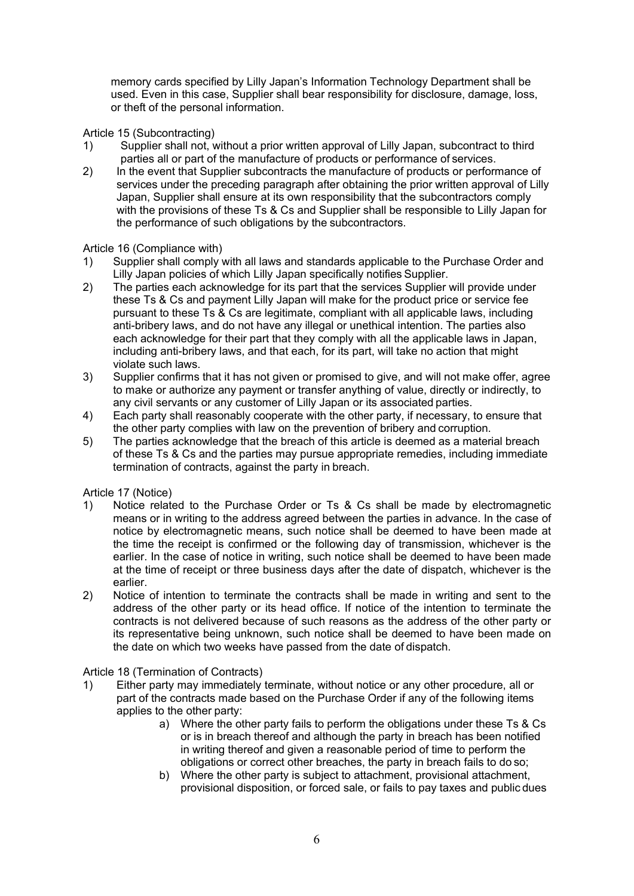memory cards specified by Lilly Japan's Information Technology Department shall be used. Even in this case, Supplier shall bear responsibility for disclosure, damage, loss, or theft of the personal information.

Article 15 (Subcontracting)

1) Supplier shall not, without a prior written approval of Lilly Japan, subcontract to third parties all or part of the manufacture of products or performance of services.
2) In the event that Supplier subcontracts the manufacture of products or performance of services under the preceding paragraph after obtaining the prior written approval of Lilly Japan, Supplier shall ensure at its own responsibility that the subcontractors comply with the provisions of these Ts & Cs and Supplier shall be responsible to Lilly Japan for the performance of such obligations by the subcontractors.

Article 16 (Compliance with)

1) Supplier shall comply with all laws and standards applicable to the Purchase Order and Lilly Japan policies of which Lilly Japan specifically notifies Supplier.
2) The parties each acknowledge for its part that the services Supplier will provide under these Ts & Cs and payment Lilly Japan will make for the product price or service fee pursuant to these Ts & Cs are legitimate, compliant with all applicable laws, including anti-bribery laws, and do not have any illegal or unethical intention. The parties also each acknowledge for their part that they comply with all the applicable laws in Japan, including anti-bribery laws, and that each, for its part, will take no action that might violate such laws.
3) Supplier confirms that it has not given or promised to give, and will not make offer, agree to make or authorize any payment or transfer anything of value, directly or indirectly, to any civil servants or any customer of Lilly Japan or its associated parties.
4) Each party shall reasonably cooperate with the other party, if necessary, to ensure that the other party complies with law on the prevention of bribery and corruption.
5) The parties acknowledge that the breach of this article is deemed as a material breach of these Ts & Cs and the parties may pursue appropriate remedies, including immediate termination of contracts, against the party in breach.

Article 17 (Notice)

1) Notice related to the Purchase Order or Ts & Cs shall be made by electromagnetic means or in writing to the address agreed between the parties in advance. In the case of notice by electromagnetic means, such notice shall be deemed to have been made at the time the receipt is confirmed or the following day of transmission, whichever is the earlier. In the case of notice in writing, such notice shall be deemed to have been made at the time of receipt or three business days after the date of dispatch, whichever is the earlier.
2) Notice of intention to terminate the contracts shall be made in writing and sent to the address of the other party or its head office. If notice of the intention to terminate the contracts is not delivered because of such reasons as the address of the other party or its representative being unknown, such notice shall be deemed to have been made on the date on which two weeks have passed from the date of dispatch.

Article 18 (Termination of Contracts)

1) Either party may immediately terminate, without notice or any other procedure, all or part of the contracts made based on the Purchase Order if any of the following items applies to the other party:
   a) Where the other party fails to perform the obligations under these Ts & Cs or is in breach thereof and although the party in breach has been notified in writing thereof and given a reasonable period of time to perform the obligations or correct other breaches, the party in breach fails to do so;
   b) Where the other party is subject to attachment, provisional attachment, provisional disposition, or forced sale, or fails to pay taxes and public dues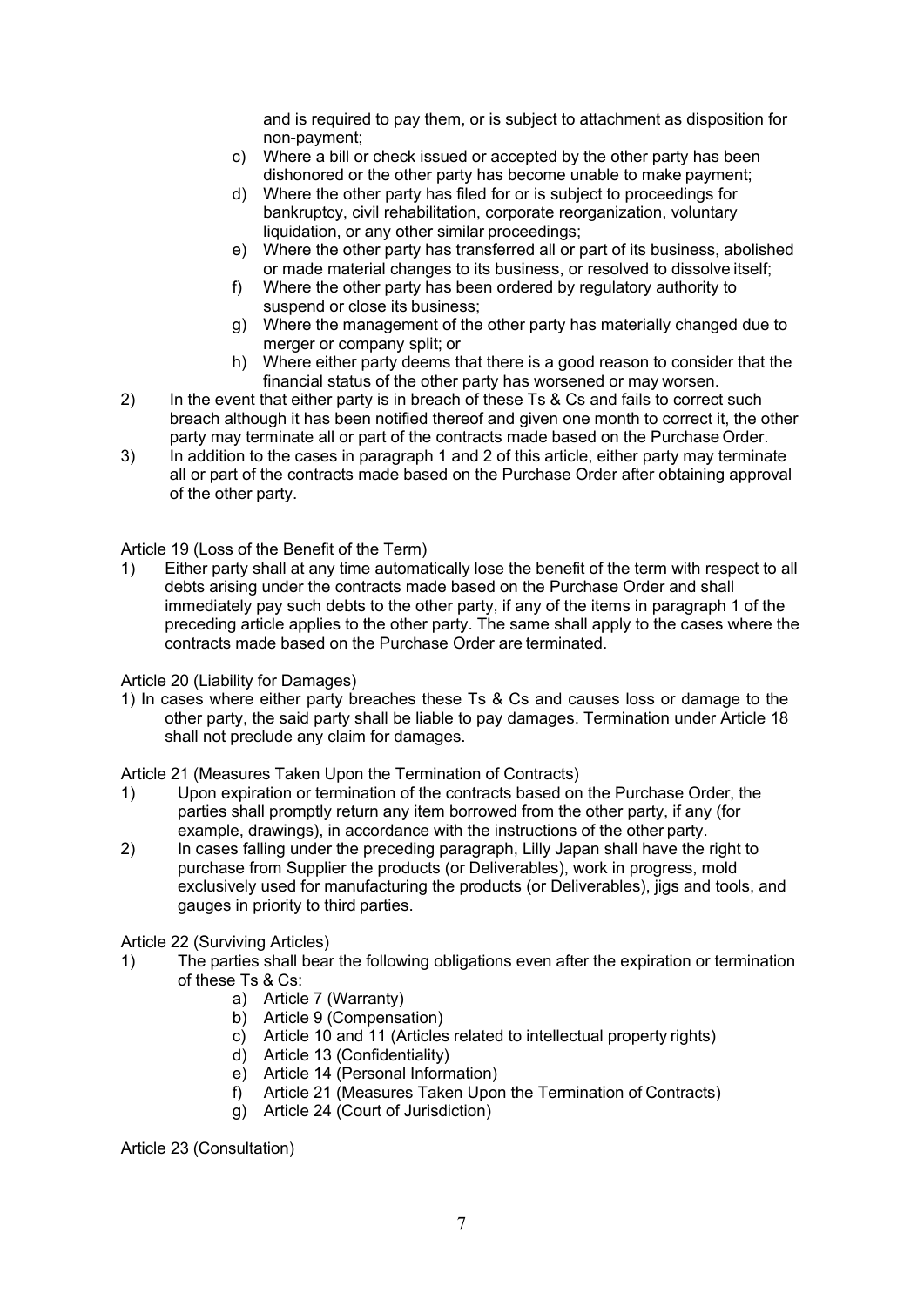and is required to pay them, or is subject to attachment as disposition for non-payment;

   c) Where a bill or check issued or accepted by the other party has been dishonored or the other party has become unable to make payment;
   d) Where the other party has filed for or is subject to proceedings for bankruptcy, civil rehabilitation, corporate reorganization, voluntary liquidation, or any other similar proceedings;
   e) Where the other party has transferred all or part of its business, abolished or made material changes to its business, or resolved to dissolve itself;
   f) Where the other party has been ordered by regulatory authority to suspend or close its business;
   g) Where the management of the other party has materially changed due to merger or company split; or
   h) Where either party deems that there is a good reason to consider that the financial status of the other party has worsened or may worsen.

2) In the event that either party is in breach of these Ts & Cs and fails to correct such breach although it has been notified thereof and given one month to correct it, the other party may terminate all or part of the contracts made based on the Purchase Order.

3) In addition to the cases in paragraph 1 and 2 of this article, either party may terminate all or part of the contracts made based on the Purchase Order after obtaining approval of the other party.

Article 19 (Loss of the Benefit of the Term)

1) Either party shall at any time automatically lose the benefit of the term with respect to all debts arising under the contracts made based on the Purchase Order and shall immediately pay such debts to the other party, if any of the items in paragraph 1 of the preceding article applies to the other party. The same shall apply to the cases where the contracts made based on the Purchase Order are terminated.

Article 20 (Liability for Damages)

1) In cases where either party breaches these Ts & Cs and causes loss or damage to the other party, the said party shall be liable to pay damages. Termination under Article 18 shall not preclude any claim for damages.

Article 21 (Measures Taken Upon the Termination of Contracts)

1) Upon expiration or termination of the contracts based on the Purchase Order, the parties shall promptly return any item borrowed from the other party, if any (for example, drawings), in accordance with the instructions of the other party.

2) In cases falling under the preceding paragraph, Lilly Japan shall have the right to purchase from Supplier the products (or Deliverables), work in progress, mold exclusively used for manufacturing the products (or Deliverables), jigs and tools, and gauges in priority to third parties.

Article 22 (Surviving Articles)

1) The parties shall bear the following obligations even after the expiration or termination of these Ts & Cs:
   a) Article 7 (Warranty)
   b) Article 9 (Compensation)
   c) Article 10 and 11 (Articles related to intellectual property rights)
   d) Article 13 (Confidentiality)
   e) Article 14 (Personal Information)
   f) Article 21 (Measures Taken Upon the Termination of Contracts)
   g) Article 24 (Court of Jurisdiction)

Article 23 (Consultation)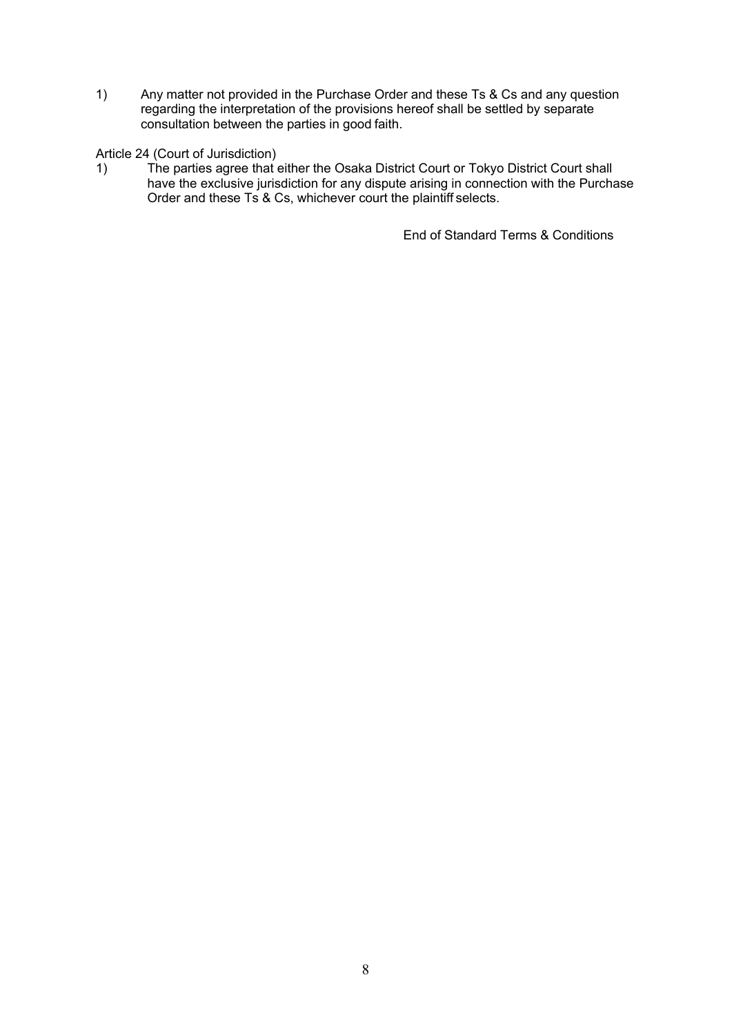1) Any matter not provided in the Purchase Order and these Ts & Cs and any question regarding the interpretation of the provisions hereof shall be settled by separate consultation between the parties in good faith.

Article 24 (Court of Jurisdiction)

1) The parties agree that either the Osaka District Court or Tokyo District Court shall have the exclusive jurisdiction for any dispute arising in connection with the Purchase Order and these Ts & Cs, whichever court the plaintiff selects.

End of Standard Terms & Conditions